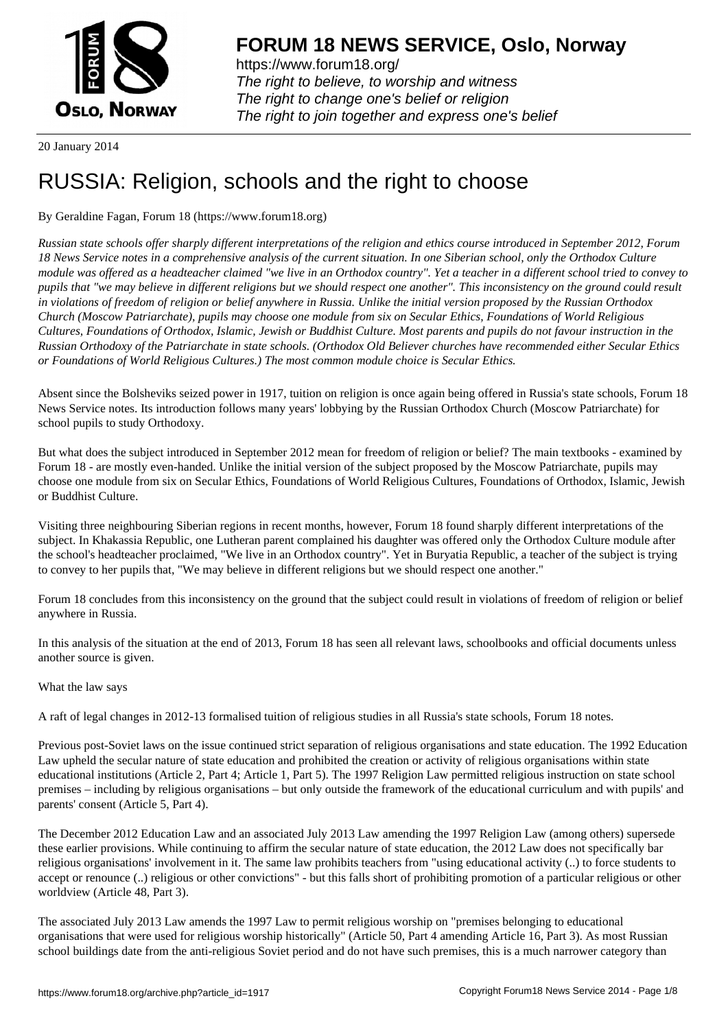# FORUM 18 NEWS SERVICE, Oslo, Norway

https://www.forum18.org/
*The right to believe, to worship and witness*
*The right to change one's belief or religion*
*The right to join together and express one's belief*

20 January 2014

# RUSSIA: Religion, schools and the right to choose

By Geraldine Fagan, Forum 18 (https://www.forum18.org)

*Russian state schools offer sharply different interpretations of the religion and ethics course introduced in September 2012, Forum 18 News Service notes in a comprehensive analysis of the current situation. In one Siberian school, only the Orthodox Culture module was offered as a headteacher claimed "we live in an Orthodox country". Yet a teacher in a different school tried to convey to pupils that "we may believe in different religions but we should respect one another". This inconsistency on the ground could result in violations of freedom of religion or belief anywhere in Russia. Unlike the initial version proposed by the Russian Orthodox Church (Moscow Patriarchate), pupils may choose one module from six on Secular Ethics, Foundations of World Religious Cultures, Foundations of Orthodox, Islamic, Jewish or Buddhist Culture. Most parents and pupils do not favour instruction in the Russian Orthodoxy of the Patriarchate in state schools. (Orthodox Old Believer churches have recommended either Secular Ethics or Foundations of World Religious Cultures.) The most common module choice is Secular Ethics.*

Absent since the Bolsheviks seized power in 1917, tuition on religion is once again being offered in Russia's state schools, Forum 18 News Service notes. Its introduction follows many years' lobbying by the Russian Orthodox Church (Moscow Patriarchate) for school pupils to study Orthodoxy.

But what does the subject introduced in September 2012 mean for freedom of religion or belief? The main textbooks - examined by Forum 18 - are mostly even-handed. Unlike the initial version of the subject proposed by the Moscow Patriarchate, pupils may choose one module from six on Secular Ethics, Foundations of World Religious Cultures, Foundations of Orthodox, Islamic, Jewish or Buddhist Culture.

Visiting three neighbouring Siberian regions in recent months, however, Forum 18 found sharply different interpretations of the subject. In Khakassia Republic, one Lutheran parent complained his daughter was offered only the Orthodox Culture module after the school's headteacher proclaimed, "We live in an Orthodox country". Yet in Buryatia Republic, a teacher of the subject is trying to convey to her pupils that, "We may believe in different religions but we should respect one another."

Forum 18 concludes from this inconsistency on the ground that the subject could result in violations of freedom of religion or belief anywhere in Russia.

In this analysis of the situation at the end of 2013, Forum 18 has seen all relevant laws, schoolbooks and official documents unless another source is given.

What the law says

A raft of legal changes in 2012-13 formalised tuition of religious studies in all Russia's state schools, Forum 18 notes.

Previous post-Soviet laws on the issue continued strict separation of religious organisations and state education. The 1992 Education Law upheld the secular nature of state education and prohibited the creation or activity of religious organisations within state educational institutions (Article 2, Part 4; Article 1, Part 5). The 1997 Religion Law permitted religious instruction on state school premises – including by religious organisations – but only outside the framework of the educational curriculum and with pupils' and parents' consent (Article 5, Part 4).

The December 2012 Education Law and an associated July 2013 Law amending the 1997 Religion Law (among others) supersede these earlier provisions. While continuing to affirm the secular nature of state education, the 2012 Law does not specifically bar religious organisations' involvement in it. The same law prohibits teachers from "using educational activity (..) to force students to accept or renounce (..) religious or other convictions" - but this falls short of prohibiting promotion of a particular religious or other worldview (Article 48, Part 3).

The associated July 2013 Law amends the 1997 Law to permit religious worship on "premises belonging to educational organisations that were used for religious worship historically" (Article 50, Part 4 amending Article 16, Part 3). As most Russian school buildings date from the anti-religious Soviet period and do not have such premises, this is a much narrower category than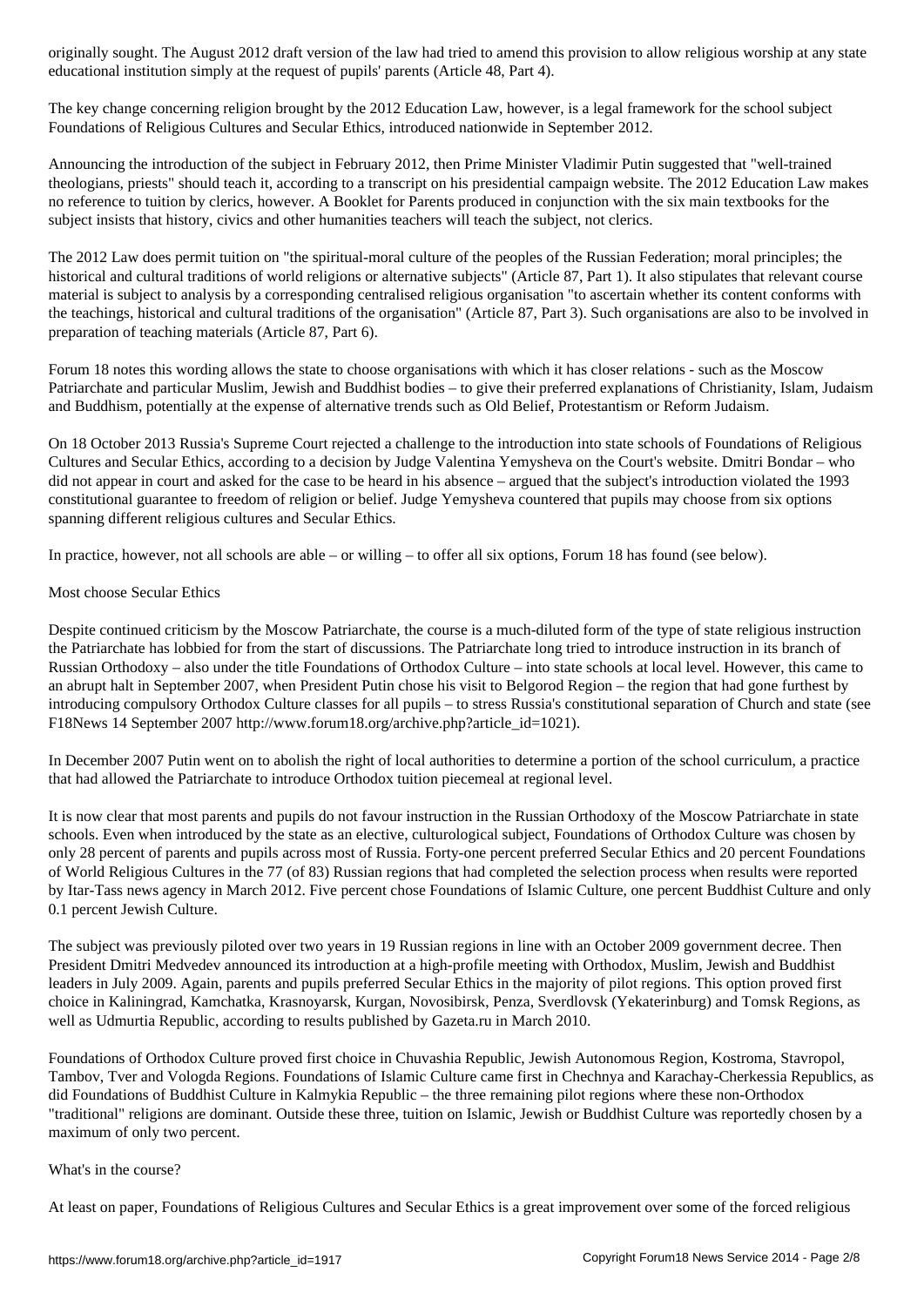originally sought. The August 2012 draft version of the law had tried to amend this provision to allow religious worship at any state educational institution simply at the request of pupils' parents (Article 48, Part 4).

The key change concerning religion brought by the 2012 Education Law, however, is a legal framework for the school subject Foundations of Religious Cultures and Secular Ethics, introduced nationwide in September 2012.

Announcing the introduction of the subject in February 2012, then Prime Minister Vladimir Putin suggested that "well-trained theologians, priests" should teach it, according to a transcript on his presidential campaign website. The 2012 Education Law makes no reference to tuition by clerics, however. A Booklet for Parents produced in conjunction with the six main textbooks for the subject insists that history, civics and other humanities teachers will teach the subject, not clerics.

The 2012 Law does permit tuition on "the spiritual-moral culture of the peoples of the Russian Federation; moral principles; the historical and cultural traditions of world religions or alternative subjects" (Article 87, Part 1). It also stipulates that relevant course material is subject to analysis by a corresponding centralised religious organisation "to ascertain whether its content conforms with the teachings, historical and cultural traditions of the organisation" (Article 87, Part 3). Such organisations are also to be involved in preparation of teaching materials (Article 87, Part 6).

Forum 18 notes this wording allows the state to choose organisations with which it has closer relations - such as the Moscow Patriarchate and particular Muslim, Jewish and Buddhist bodies – to give their preferred explanations of Christianity, Islam, Judaism and Buddhism, potentially at the expense of alternative trends such as Old Belief, Protestantism or Reform Judaism.

On 18 October 2013 Russia's Supreme Court rejected a challenge to the introduction into state schools of Foundations of Religious Cultures and Secular Ethics, according to a decision by Judge Valentina Yemysheva on the Court's website. Dmitri Bondar – who did not appear in court and asked for the case to be heard in his absence – argued that the subject's introduction violated the 1993 constitutional guarantee to freedom of religion or belief. Judge Yemysheva countered that pupils may choose from six options spanning different religious cultures and Secular Ethics.

In practice, however, not all schools are able – or willing – to offer all six options, Forum 18 has found (see below).

## Most choose Secular Ethics

Despite continued criticism by the Moscow Patriarchate, the course is a much-diluted form of the type of state religious instruction the Patriarchate has lobbied for from the start of discussions. The Patriarchate long tried to introduce instruction in its branch of Russian Orthodoxy – also under the title Foundations of Orthodox Culture – into state schools at local level. However, this came to an abrupt halt in September 2007, when President Putin chose his visit to Belgorod Region – the region that had gone furthest by introducing compulsory Orthodox Culture classes for all pupils – to stress Russia's constitutional separation of Church and state (see F18News 14 September 2007 http://www.forum18.org/archive.php?article_id=1021).

In December 2007 Putin went on to abolish the right of local authorities to determine a portion of the school curriculum, a practice that had allowed the Patriarchate to introduce Orthodox tuition piecemeal at regional level.

It is now clear that most parents and pupils do not favour instruction in the Russian Orthodoxy of the Moscow Patriarchate in state schools. Even when introduced by the state as an elective, culturological subject, Foundations of Orthodox Culture was chosen by only 28 percent of parents and pupils across most of Russia. Forty-one percent preferred Secular Ethics and 20 percent Foundations of World Religious Cultures in the 77 (of 83) Russian regions that had completed the selection process when results were reported by Itar-Tass news agency in March 2012. Five percent chose Foundations of Islamic Culture, one percent Buddhist Culture and only 0.1 percent Jewish Culture.

The subject was previously piloted over two years in 19 Russian regions in line with an October 2009 government decree. Then President Dmitri Medvedev announced its introduction at a high-profile meeting with Orthodox, Muslim, Jewish and Buddhist leaders in July 2009. Again, parents and pupils preferred Secular Ethics in the majority of pilot regions. This option proved first choice in Kaliningrad, Kamchatka, Krasnoyarsk, Kurgan, Novosibirsk, Penza, Sverdlovsk (Yekaterinburg) and Tomsk Regions, as well as Udmurtia Republic, according to results published by Gazeta.ru in March 2010.

Foundations of Orthodox Culture proved first choice in Chuvashia Republic, Jewish Autonomous Region, Kostroma, Stavropol, Tambov, Tver and Vologda Regions. Foundations of Islamic Culture came first in Chechnya and Karachay-Cherkessia Republics, as did Foundations of Buddhist Culture in Kalmykia Republic – the three remaining pilot regions where these non-Orthodox "traditional" religions are dominant. Outside these three, tuition on Islamic, Jewish or Buddhist Culture was reportedly chosen by a maximum of only two percent.

## What's in the course?

At least on paper, Foundations of Religious Cultures and Secular Ethics is a great improvement over some of the forced religious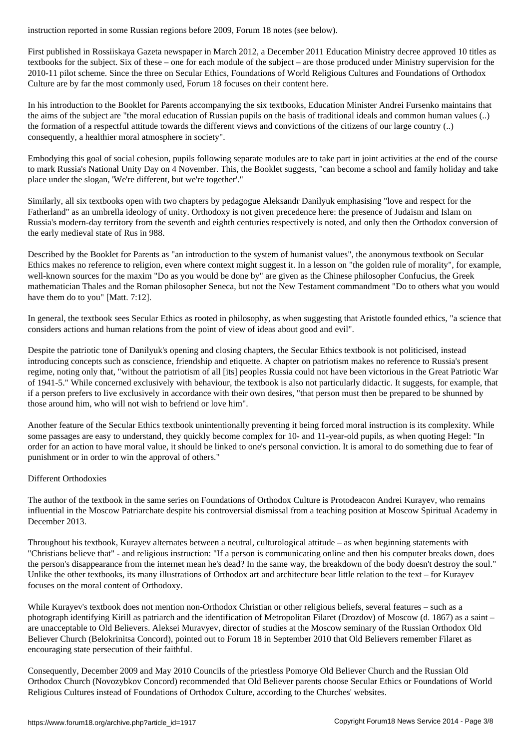instruction reported in some Russian regions before 2009, Forum 18 notes (see below).

First published in Rossiiskaya Gazeta newspaper in March 2012, a December 2011 Education Ministry decree approved 10 titles as textbooks for the subject. Six of these – one for each module of the subject – are those produced under Ministry supervision for the 2010-11 pilot scheme. Since the three on Secular Ethics, Foundations of World Religious Cultures and Foundations of Orthodox Culture are by far the most commonly used, Forum 18 focuses on their content here.

In his introduction to the Booklet for Parents accompanying the six textbooks, Education Minister Andrei Fursenko maintains that the aims of the subject are "the moral education of Russian pupils on the basis of traditional ideals and common human values (..) the formation of a respectful attitude towards the different views and convictions of the citizens of our large country (..) consequently, a healthier moral atmosphere in society".

Embodying this goal of social cohesion, pupils following separate modules are to take part in joint activities at the end of the course to mark Russia's National Unity Day on 4 November. This, the Booklet suggests, "can become a school and family holiday and take place under the slogan, 'We're different, but we're together'."

Similarly, all six textbooks open with two chapters by pedagogue Aleksandr Danilyuk emphasising "love and respect for the Fatherland" as an umbrella ideology of unity. Orthodoxy is not given precedence here: the presence of Judaism and Islam on Russia's modern-day territory from the seventh and eighth centuries respectively is noted, and only then the Orthodox conversion of the early medieval state of Rus in 988.

Described by the Booklet for Parents as "an introduction to the system of humanist values", the anonymous textbook on Secular Ethics makes no reference to religion, even where context might suggest it. In a lesson on "the golden rule of morality", for example, well-known sources for the maxim "Do as you would be done by" are given as the Chinese philosopher Confucius, the Greek mathematician Thales and the Roman philosopher Seneca, but not the New Testament commandment "Do to others what you would have them do to you" [Matt. 7:12].

In general, the textbook sees Secular Ethics as rooted in philosophy, as when suggesting that Aristotle founded ethics, "a science that considers actions and human relations from the point of view of ideas about good and evil".

Despite the patriotic tone of Danilyuk's opening and closing chapters, the Secular Ethics textbook is not politicised, instead introducing concepts such as conscience, friendship and etiquette. A chapter on patriotism makes no reference to Russia's present regime, noting only that, "without the patriotism of all [its] peoples Russia could not have been victorious in the Great Patriotic War of 1941-5." While concerned exclusively with behaviour, the textbook is also not particularly didactic. It suggests, for example, that if a person prefers to live exclusively in accordance with their own desires, "that person must then be prepared to be shunned by those around him, who will not wish to befriend or love him".

Another feature of the Secular Ethics textbook unintentionally preventing it being forced moral instruction is its complexity. While some passages are easy to understand, they quickly become complex for 10- and 11-year-old pupils, as when quoting Hegel: "In order for an action to have moral value, it should be linked to one's personal conviction. It is amoral to do something due to fear of punishment or in order to win the approval of others."

## Different Orthodoxies

The author of the textbook in the same series on Foundations of Orthodox Culture is Protodeacon Andrei Kurayev, who remains influential in the Moscow Patriarchate despite his controversial dismissal from a teaching position at Moscow Spiritual Academy in December 2013.

Throughout his textbook, Kurayev alternates between a neutral, culturological attitude – as when beginning statements with "Christians believe that" - and religious instruction: "If a person is communicating online and then his computer breaks down, does the person's disappearance from the internet mean he's dead? In the same way, the breakdown of the body doesn't destroy the soul." Unlike the other textbooks, its many illustrations of Orthodox art and architecture bear little relation to the text – for Kurayev focuses on the moral content of Orthodoxy.

While Kurayev's textbook does not mention non-Orthodox Christian or other religious beliefs, several features – such as a photograph identifying Kirill as patriarch and the identification of Metropolitan Filaret (Drozdov) of Moscow (d. 1867) as a saint – are unacceptable to Old Believers. Aleksei Muravyev, director of studies at the Moscow seminary of the Russian Orthodox Old Believer Church (Belokrinitsa Concord), pointed out to Forum 18 in September 2010 that Old Believers remember Filaret as encouraging state persecution of their faithful.

Consequently, December 2009 and May 2010 Councils of the priestless Pomorye Old Believer Church and the Russian Old Orthodox Church (Novozybkov Concord) recommended that Old Believer parents choose Secular Ethics or Foundations of World Religious Cultures instead of Foundations of Orthodox Culture, according to the Churches' websites.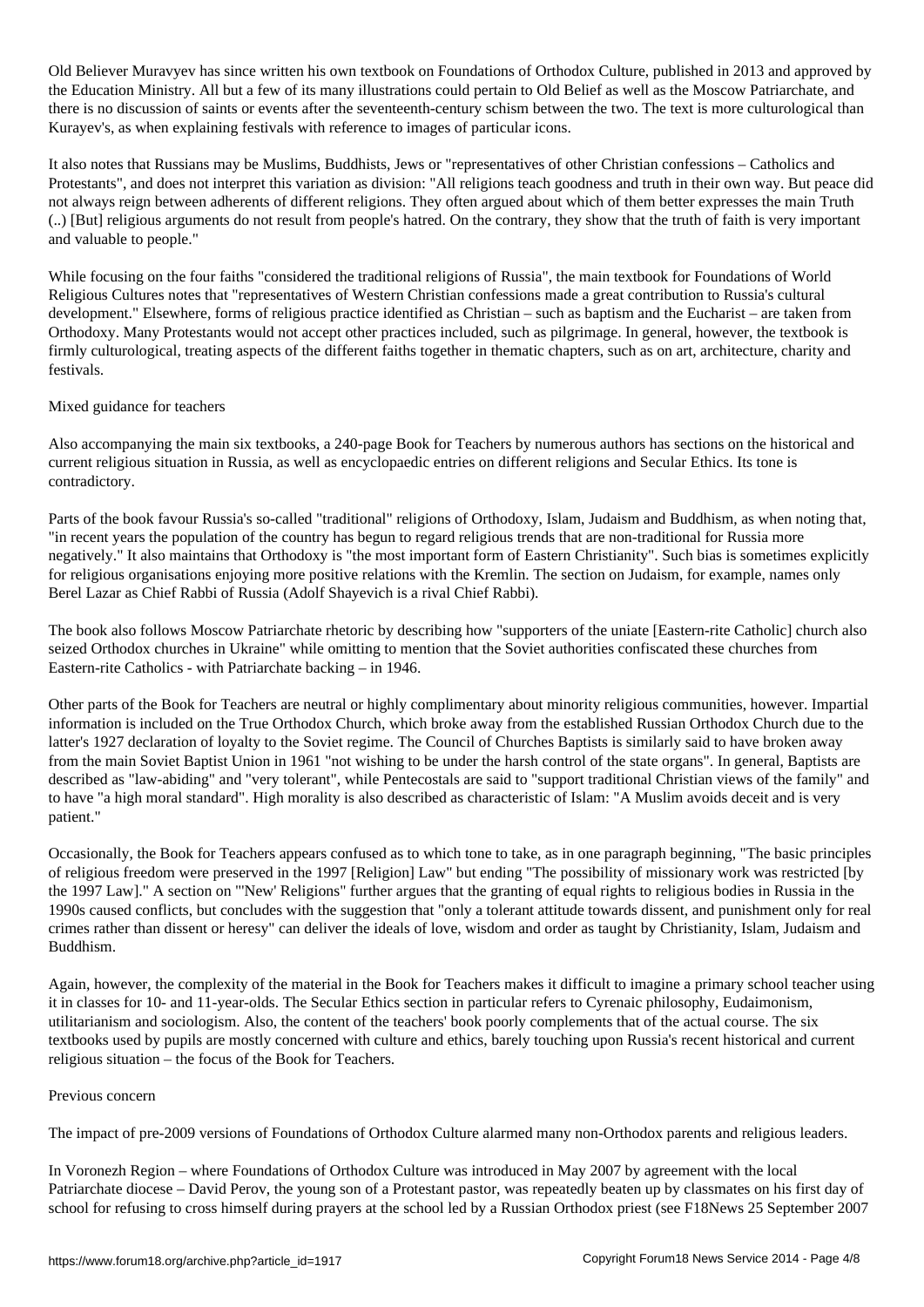Old Believer Muravyev has since written his own textbook on Foundations of Orthodox Culture, published in 2013 and approved by the Education Ministry. All but a few of its many illustrations could pertain to Old Belief as well as the Moscow Patriarchate, and there is no discussion of saints or events after the seventeenth-century schism between the two. The text is more culturological than Kurayev's, as when explaining festivals with reference to images of particular icons.

It also notes that Russians may be Muslims, Buddhists, Jews or "representatives of other Christian confessions – Catholics and Protestants", and does not interpret this variation as division: "All religions teach goodness and truth in their own way. But peace did not always reign between adherents of different religions. They often argued about which of them better expresses the main Truth (..) [But] religious arguments do not result from people's hatred. On the contrary, they show that the truth of faith is very important and valuable to people."

While focusing on the four faiths "considered the traditional religions of Russia", the main textbook for Foundations of World Religious Cultures notes that "representatives of Western Christian confessions made a great contribution to Russia's cultural development." Elsewhere, forms of religious practice identified as Christian – such as baptism and the Eucharist – are taken from Orthodoxy. Many Protestants would not accept other practices included, such as pilgrimage. In general, however, the textbook is firmly culturological, treating aspects of the different faiths together in thematic chapters, such as on art, architecture, charity and festivals.

## Mixed guidance for teachers

Also accompanying the main six textbooks, a 240-page Book for Teachers by numerous authors has sections on the historical and current religious situation in Russia, as well as encyclopaedic entries on different religions and Secular Ethics. Its tone is contradictory.

Parts of the book favour Russia's so-called "traditional" religions of Orthodoxy, Islam, Judaism and Buddhism, as when noting that, "in recent years the population of the country has begun to regard religious trends that are non-traditional for Russia more negatively." It also maintains that Orthodoxy is "the most important form of Eastern Christianity". Such bias is sometimes explicitly for religious organisations enjoying more positive relations with the Kremlin. The section on Judaism, for example, names only Berel Lazar as Chief Rabbi of Russia (Adolf Shayevich is a rival Chief Rabbi).

The book also follows Moscow Patriarchate rhetoric by describing how "supporters of the uniate [Eastern-rite Catholic] church also seized Orthodox churches in Ukraine" while omitting to mention that the Soviet authorities confiscated these churches from Eastern-rite Catholics - with Patriarchate backing – in 1946.

Other parts of the Book for Teachers are neutral or highly complimentary about minority religious communities, however. Impartial information is included on the True Orthodox Church, which broke away from the established Russian Orthodox Church due to the latter's 1927 declaration of loyalty to the Soviet regime. The Council of Churches Baptists is similarly said to have broken away from the main Soviet Baptist Union in 1961 "not wishing to be under the harsh control of the state organs". In general, Baptists are described as "law-abiding" and "very tolerant", while Pentecostals are said to "support traditional Christian views of the family" and to have "a high moral standard". High morality is also described as characteristic of Islam: "A Muslim avoids deceit and is very patient."

Occasionally, the Book for Teachers appears confused as to which tone to take, as in one paragraph beginning, "The basic principles of religious freedom were preserved in the 1997 [Religion] Law" but ending "The possibility of missionary work was restricted [by the 1997 Law]." A section on "'New' Religions" further argues that the granting of equal rights to religious bodies in Russia in the 1990s caused conflicts, but concludes with the suggestion that "only a tolerant attitude towards dissent, and punishment only for real crimes rather than dissent or heresy" can deliver the ideals of love, wisdom and order as taught by Christianity, Islam, Judaism and Buddhism.

Again, however, the complexity of the material in the Book for Teachers makes it difficult to imagine a primary school teacher using it in classes for 10- and 11-year-olds. The Secular Ethics section in particular refers to Cyrenaic philosophy, Eudaimonism, utilitarianism and sociologism. Also, the content of the teachers' book poorly complements that of the actual course. The six textbooks used by pupils are mostly concerned with culture and ethics, barely touching upon Russia's recent historical and current religious situation – the focus of the Book for Teachers.

## Previous concern

The impact of pre-2009 versions of Foundations of Orthodox Culture alarmed many non-Orthodox parents and religious leaders.

In Voronezh Region – where Foundations of Orthodox Culture was introduced in May 2007 by agreement with the local Patriarchate diocese – David Perov, the young son of a Protestant pastor, was repeatedly beaten up by classmates on his first day of school for refusing to cross himself during prayers at the school led by a Russian Orthodox priest (see F18News 25 September 2007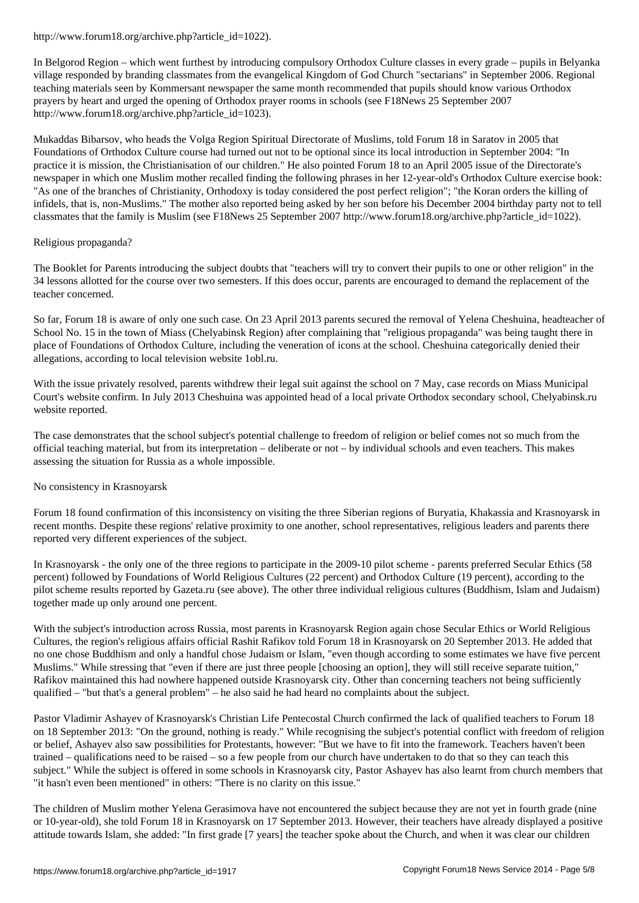http://www.forum18.org/archive.php?article_id=1022).

In Belgorod Region – which went furthest by introducing compulsory Orthodox Culture classes in every grade – pupils in Belyanka village responded by branding classmates from the evangelical Kingdom of God Church "sectarians" in September 2006. Regional teaching materials seen by Kommersant newspaper the same month recommended that pupils should know various Orthodox prayers by heart and urged the opening of Orthodox prayer rooms in schools (see F18News 25 September 2007 http://www.forum18.org/archive.php?article_id=1023).

Mukaddas Bibarsov, who heads the Volga Region Spiritual Directorate of Muslims, told Forum 18 in Saratov in 2005 that Foundations of Orthodox Culture course had turned out not to be optional since its local introduction in September 2004: "In practice it is mission, the Christianisation of our children." He also pointed Forum 18 to an April 2005 issue of the Directorate's newspaper in which one Muslim mother recalled finding the following phrases in her 12-year-old's Orthodox Culture exercise book: "As one of the branches of Christianity, Orthodoxy is today considered the post perfect religion"; "the Koran orders the killing of infidels, that is, non-Muslims." The mother also reported being asked by her son before his December 2004 birthday party not to tell classmates that the family is Muslim (see F18News 25 September 2007 http://www.forum18.org/archive.php?article_id=1022).

Religious propaganda?

The Booklet for Parents introducing the subject doubts that "teachers will try to convert their pupils to one or other religion" in the 34 lessons allotted for the course over two semesters. If this does occur, parents are encouraged to demand the replacement of the teacher concerned.

So far, Forum 18 is aware of only one such case. On 23 April 2013 parents secured the removal of Yelena Cheshuina, headteacher of School No. 15 in the town of Miass (Chelyabinsk Region) after complaining that "religious propaganda" was being taught there in place of Foundations of Orthodox Culture, including the veneration of icons at the school. Cheshuina categorically denied their allegations, according to local television website 1obl.ru.

With the issue privately resolved, parents withdrew their legal suit against the school on 7 May, case records on Miass Municipal Court's website confirm. In July 2013 Cheshuina was appointed head of a local private Orthodox secondary school, Chelyabinsk.ru website reported.

The case demonstrates that the school subject's potential challenge to freedom of religion or belief comes not so much from the official teaching material, but from its interpretation – deliberate or not – by individual schools and even teachers. This makes assessing the situation for Russia as a whole impossible.

No consistency in Krasnoyarsk

Forum 18 found confirmation of this inconsistency on visiting the three Siberian regions of Buryatia, Khakassia and Krasnoyarsk in recent months. Despite these regions' relative proximity to one another, school representatives, religious leaders and parents there reported very different experiences of the subject.

In Krasnoyarsk - the only one of the three regions to participate in the 2009-10 pilot scheme - parents preferred Secular Ethics (58 percent) followed by Foundations of World Religious Cultures (22 percent) and Orthodox Culture (19 percent), according to the pilot scheme results reported by Gazeta.ru (see above). The other three individual religious cultures (Buddhism, Islam and Judaism) together made up only around one percent.

With the subject's introduction across Russia, most parents in Krasnoyarsk Region again chose Secular Ethics or World Religious Cultures, the region's religious affairs official Rashit Rafikov told Forum 18 in Krasnoyarsk on 20 September 2013. He added that no one chose Buddhism and only a handful chose Judaism or Islam, "even though according to some estimates we have five percent Muslims." While stressing that "even if there are just three people [choosing an option], they will still receive separate tuition," Rafikov maintained this had nowhere happened outside Krasnoyarsk city. Other than concerning teachers not being sufficiently qualified – "but that's a general problem" – he also said he had heard no complaints about the subject.

Pastor Vladimir Ashayev of Krasnoyarsk's Christian Life Pentecostal Church confirmed the lack of qualified teachers to Forum 18 on 18 September 2013: "On the ground, nothing is ready." While recognising the subject's potential conflict with freedom of religion or belief, Ashayev also saw possibilities for Protestants, however: "But we have to fit into the framework. Teachers haven't been trained – qualifications need to be raised – so a few people from our church have undertaken to do that so they can teach this subject." While the subject is offered in some schools in Krasnoyarsk city, Pastor Ashayev has also learnt from church members that "it hasn't even been mentioned" in others: "There is no clarity on this issue."

The children of Muslim mother Yelena Gerasimova have not encountered the subject because they are not yet in fourth grade (nine or 10-year-old), she told Forum 18 in Krasnoyarsk on 17 September 2013. However, their teachers have already displayed a positive attitude towards Islam, she added: "In first grade [7 years] the teacher spoke about the Church, and when it was clear our children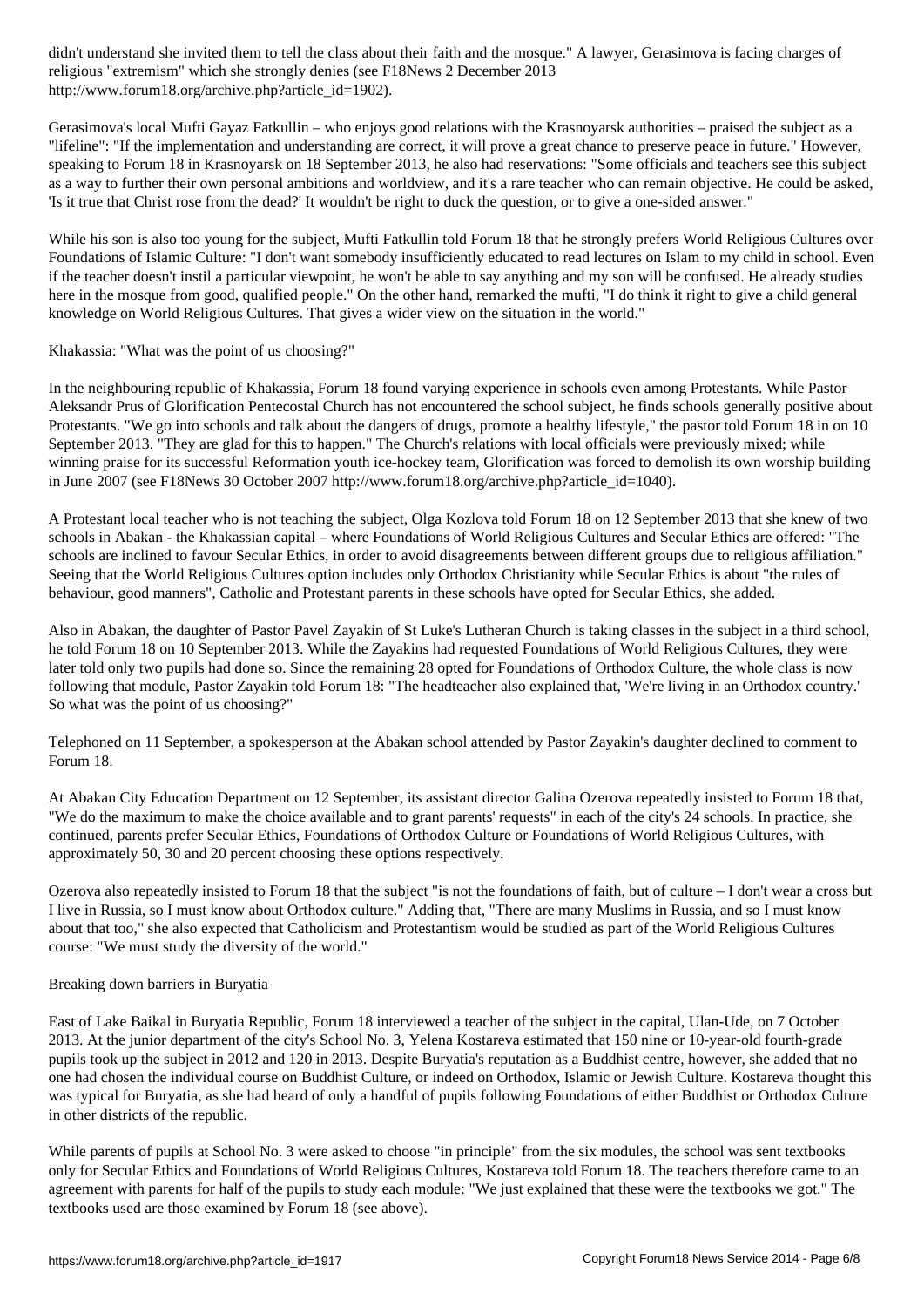didn't understand she invited them to tell the class about their faith and the mosque." A lawyer, Gerasimova is facing charges of religious "extremism" which she strongly denies (see F18News 2 December 2013 http://www.forum18.org/archive.php?article_id=1902).

Gerasimova's local Mufti Gayaz Fatkullin – who enjoys good relations with the Krasnoyarsk authorities – praised the subject as a "lifeline": "If the implementation and understanding are correct, it will prove a great chance to preserve peace in future." However, speaking to Forum 18 in Krasnoyarsk on 18 September 2013, he also had reservations: "Some officials and teachers see this subject as a way to further their own personal ambitions and worldview, and it's a rare teacher who can remain objective. He could be asked, 'Is it true that Christ rose from the dead?' It wouldn't be right to duck the question, or to give a one-sided answer."

While his son is also too young for the subject, Mufti Fatkullin told Forum 18 that he strongly prefers World Religious Cultures over Foundations of Islamic Culture: "I don't want somebody insufficiently educated to read lectures on Islam to my child in school. Even if the teacher doesn't instil a particular viewpoint, he won't be able to say anything and my son will be confused. He already studies here in the mosque from good, qualified people." On the other hand, remarked the mufti, "I do think it right to give a child general knowledge on World Religious Cultures. That gives a wider view on the situation in the world."

## Khakassia: "What was the point of us choosing?"

In the neighbouring republic of Khakassia, Forum 18 found varying experience in schools even among Protestants. While Pastor Aleksandr Prus of Glorification Pentecostal Church has not encountered the school subject, he finds schools generally positive about Protestants. "We go into schools and talk about the dangers of drugs, promote a healthy lifestyle," the pastor told Forum 18 in on 10 September 2013. "They are glad for this to happen." The Church's relations with local officials were previously mixed; while winning praise for its successful Reformation youth ice-hockey team, Glorification was forced to demolish its own worship building in June 2007 (see F18News 30 October 2007 http://www.forum18.org/archive.php?article_id=1040).

A Protestant local teacher who is not teaching the subject, Olga Kozlova told Forum 18 on 12 September 2013 that she knew of two schools in Abakan - the Khakassian capital – where Foundations of World Religious Cultures and Secular Ethics are offered: "The schools are inclined to favour Secular Ethics, in order to avoid disagreements between different groups due to religious affiliation." Seeing that the World Religious Cultures option includes only Orthodox Christianity while Secular Ethics is about "the rules of behaviour, good manners", Catholic and Protestant parents in these schools have opted for Secular Ethics, she added.

Also in Abakan, the daughter of Pastor Pavel Zayakin of St Luke's Lutheran Church is taking classes in the subject in a third school, he told Forum 18 on 10 September 2013. While the Zayakins had requested Foundations of World Religious Cultures, they were later told only two pupils had done so. Since the remaining 28 opted for Foundations of Orthodox Culture, the whole class is now following that module, Pastor Zayakin told Forum 18: "The headteacher also explained that, 'We're living in an Orthodox country.' So what was the point of us choosing?"

Telephoned on 11 September, a spokesperson at the Abakan school attended by Pastor Zayakin's daughter declined to comment to Forum 18.

At Abakan City Education Department on 12 September, its assistant director Galina Ozerova repeatedly insisted to Forum 18 that, "We do the maximum to make the choice available and to grant parents' requests" in each of the city's 24 schools. In practice, she continued, parents prefer Secular Ethics, Foundations of Orthodox Culture or Foundations of World Religious Cultures, with approximately 50, 30 and 20 percent choosing these options respectively.

Ozerova also repeatedly insisted to Forum 18 that the subject "is not the foundations of faith, but of culture – I don't wear a cross but I live in Russia, so I must know about Orthodox culture." Adding that, "There are many Muslims in Russia, and so I must know about that too," she also expected that Catholicism and Protestantism would be studied as part of the World Religious Cultures course: "We must study the diversity of the world."

## Breaking down barriers in Buryatia

East of Lake Baikal in Buryatia Republic, Forum 18 interviewed a teacher of the subject in the capital, Ulan-Ude, on 7 October 2013. At the junior department of the city's School No. 3, Yelena Kostareva estimated that 150 nine or 10-year-old fourth-grade pupils took up the subject in 2012 and 120 in 2013. Despite Buryatia's reputation as a Buddhist centre, however, she added that no one had chosen the individual course on Buddhist Culture, or indeed on Orthodox, Islamic or Jewish Culture. Kostareva thought this was typical for Buryatia, as she had heard of only a handful of pupils following Foundations of either Buddhist or Orthodox Culture in other districts of the republic.

While parents of pupils at School No. 3 were asked to choose "in principle" from the six modules, the school was sent textbooks only for Secular Ethics and Foundations of World Religious Cultures, Kostareva told Forum 18. The teachers therefore came to an agreement with parents for half of the pupils to study each module: "We just explained that these were the textbooks we got." The textbooks used are those examined by Forum 18 (see above).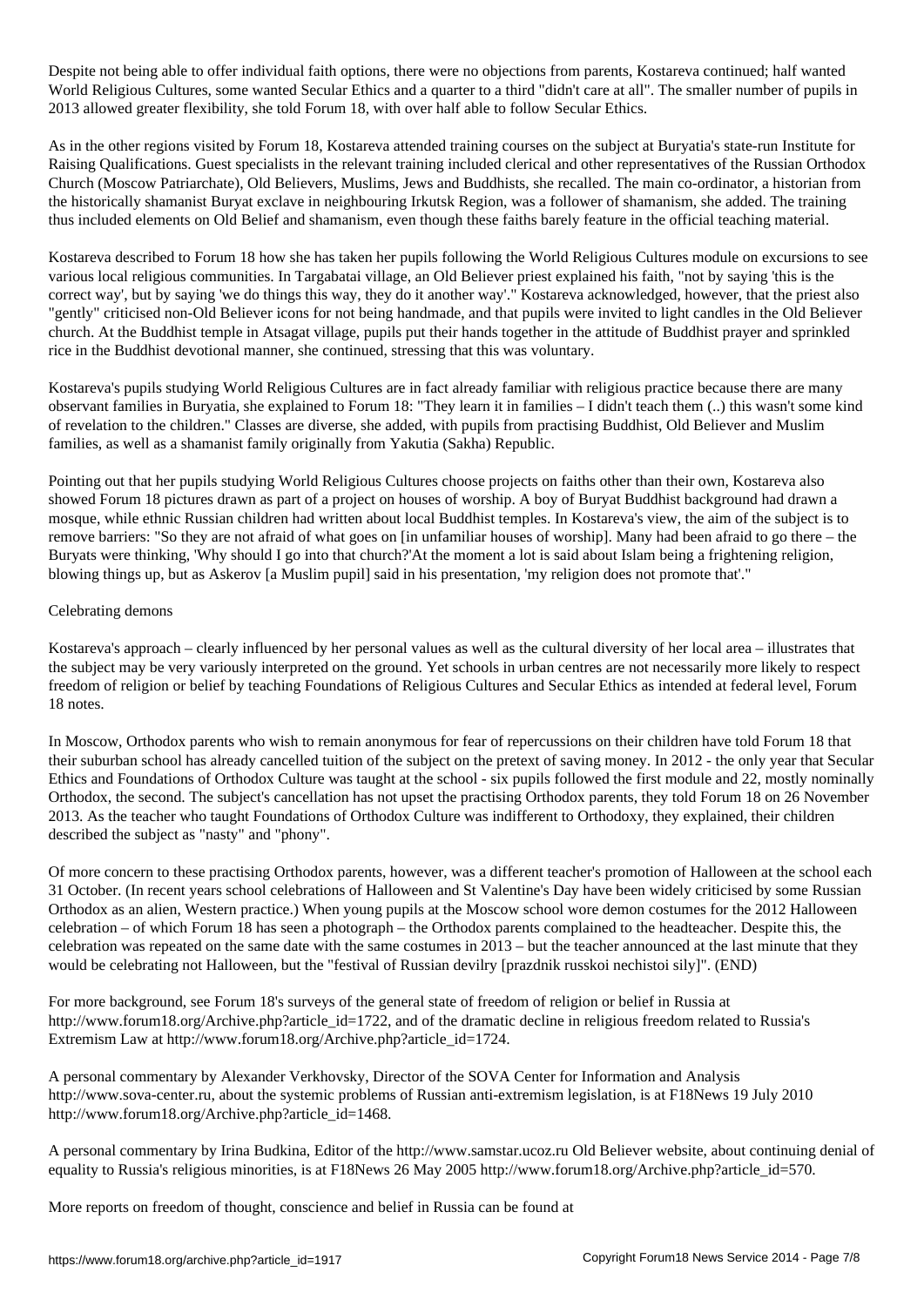Despite not being able to offer individual faith options, there were no objections from parents, Kostareva continued; half wanted World Religious Cultures, some wanted Secular Ethics and a quarter to a third "didn't care at all". The smaller number of pupils in 2013 allowed greater flexibility, she told Forum 18, with over half able to follow Secular Ethics.

As in the other regions visited by Forum 18, Kostareva attended training courses on the subject at Buryatia's state-run Institute for Raising Qualifications. Guest specialists in the relevant training included clerical and other representatives of the Russian Orthodox Church (Moscow Patriarchate), Old Believers, Muslims, Jews and Buddhists, she recalled. The main co-ordinator, a historian from the historically shamanist Buryat exclave in neighbouring Irkutsk Region, was a follower of shamanism, she added. The training thus included elements on Old Belief and shamanism, even though these faiths barely feature in the official teaching material.

Kostareva described to Forum 18 how she has taken her pupils following the World Religious Cultures module on excursions to see various local religious communities. In Targabatai village, an Old Believer priest explained his faith, "not by saying 'this is the correct way', but by saying 'we do things this way, they do it another way'." Kostareva acknowledged, however, that the priest also "gently" criticised non-Old Believer icons for not being handmade, and that pupils were invited to light candles in the Old Believer church. At the Buddhist temple in Atsagat village, pupils put their hands together in the attitude of Buddhist prayer and sprinkled rice in the Buddhist devotional manner, she continued, stressing that this was voluntary.

Kostareva's pupils studying World Religious Cultures are in fact already familiar with religious practice because there are many observant families in Buryatia, she explained to Forum 18: "They learn it in families – I didn't teach them (..) this wasn't some kind of revelation to the children." Classes are diverse, she added, with pupils from practising Buddhist, Old Believer and Muslim families, as well as a shamanist family originally from Yakutia (Sakha) Republic.

Pointing out that her pupils studying World Religious Cultures choose projects on faiths other than their own, Kostareva also showed Forum 18 pictures drawn as part of a project on houses of worship. A boy of Buryat Buddhist background had drawn a mosque, while ethnic Russian children had written about local Buddhist temples. In Kostareva's view, the aim of the subject is to remove barriers: "So they are not afraid of what goes on [in unfamiliar houses of worship]. Many had been afraid to go there – the Buryats were thinking, 'Why should I go into that church?'At the moment a lot is said about Islam being a frightening religion, blowing things up, but as Askerov [a Muslim pupil] said in his presentation, 'my religion does not promote that'."

Celebrating demons

Kostareva's approach – clearly influenced by her personal values as well as the cultural diversity of her local area – illustrates that the subject may be very variously interpreted on the ground. Yet schools in urban centres are not necessarily more likely to respect freedom of religion or belief by teaching Foundations of Religious Cultures and Secular Ethics as intended at federal level, Forum 18 notes.

In Moscow, Orthodox parents who wish to remain anonymous for fear of repercussions on their children have told Forum 18 that their suburban school has already cancelled tuition of the subject on the pretext of saving money. In 2012 - the only year that Secular Ethics and Foundations of Orthodox Culture was taught at the school - six pupils followed the first module and 22, mostly nominally Orthodox, the second. The subject's cancellation has not upset the practising Orthodox parents, they told Forum 18 on 26 November 2013. As the teacher who taught Foundations of Orthodox Culture was indifferent to Orthodoxy, they explained, their children described the subject as "nasty" and "phony".

Of more concern to these practising Orthodox parents, however, was a different teacher's promotion of Halloween at the school each 31 October. (In recent years school celebrations of Halloween and St Valentine's Day have been widely criticised by some Russian Orthodox as an alien, Western practice.) When young pupils at the Moscow school wore demon costumes for the 2012 Halloween celebration – of which Forum 18 has seen a photograph – the Orthodox parents complained to the headteacher. Despite this, the celebration was repeated on the same date with the same costumes in 2013 – but the teacher announced at the last minute that they would be celebrating not Halloween, but the "festival of Russian devilry [prazdnik russkoi nechistoi sily]". (END)

For more background, see Forum 18's surveys of the general state of freedom of religion or belief in Russia at http://www.forum18.org/Archive.php?article_id=1722, and of the dramatic decline in religious freedom related to Russia's Extremism Law at http://www.forum18.org/Archive.php?article_id=1724.

A personal commentary by Alexander Verkhovsky, Director of the SOVA Center for Information and Analysis http://www.sova-center.ru, about the systemic problems of Russian anti-extremism legislation, is at F18News 19 July 2010 http://www.forum18.org/Archive.php?article_id=1468.

A personal commentary by Irina Budkina, Editor of the http://www.samstar.ucoz.ru Old Believer website, about continuing denial of equality to Russia's religious minorities, is at F18News 26 May 2005 http://www.forum18.org/Archive.php?article_id=570.

More reports on freedom of thought, conscience and belief in Russia can be found at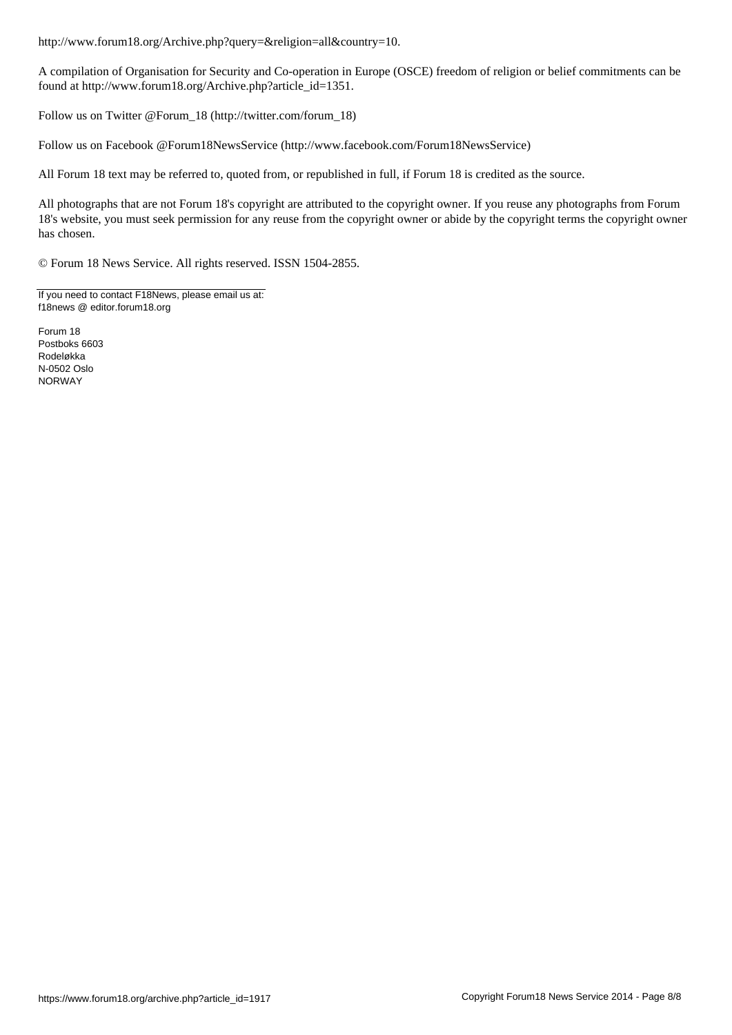http://www.forum18.org/Archive.php?query=&religion=all&country=10.

A compilation of Organisation for Security and Co-operation in Europe (OSCE) freedom of religion or belief commitments can be found at http://www.forum18.org/Archive.php?article_id=1351.

Follow us on Twitter @Forum_18 (http://twitter.com/forum_18)

Follow us on Facebook @Forum18NewsService (http://www.facebook.com/Forum18NewsService)

All Forum 18 text may be referred to, quoted from, or republished in full, if Forum 18 is credited as the source.

All photographs that are not Forum 18's copyright are attributed to the copyright owner. If you reuse any photographs from Forum 18's website, you must seek permission for any reuse from the copyright owner or abide by the copyright terms the copyright owner has chosen.

© Forum 18 News Service. All rights reserved. ISSN 1504-2855.

---

If you need to contact F18News, please email us at:
f18news @ editor.forum18.org

Forum 18
Postboks 6603
Rodeløkka
N-0502 Oslo
NORWAY